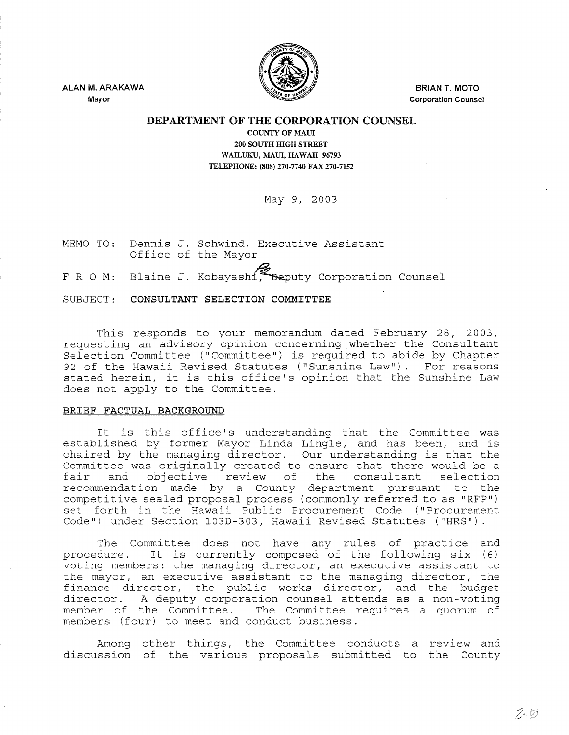ALAN M. ARAKAWA
Mayor

BRIAN T. MOTO
Corporation Counsel

**DEPARTMENT OF THE CORPORATION COUNSEL**

COUNTY OF MAUI
200 SOUTH HIGH STREET
WAILUKU, MAUI, HAWAII 96793
TELEPHONE: (808) 270-7740 FAX 270-7152

May 9, 2003

MEMO TO: Dennis J. Schwind, Executive Assistant
Office of the Mayor

F R O M: Blaine J. Kobayashi, Deputy Corporation Counsel

SUBJECT: **CONSULTANT SELECTION COMMITTEE**

This responds to your memorandum dated February 28, 2003, requesting an advisory opinion concerning whether the Consultant Selection Committee ("Committee") is required to abide by Chapter 92 of the Hawaii Revised Statutes ("Sunshine Law"). For reasons stated herein, it is this office's opinion that the Sunshine Law does not apply to the Committee.

BRIEF FACTUAL BACKGROUND

It is this office's understanding that the Committee was established by former Mayor Linda Lingle, and has been, and is chaired by the managing director. Our understanding is that the Committee was originally created to ensure that there would be a fair and objective review of the consultant selection recommendation made by a County department pursuant to the competitive sealed proposal process (commonly referred to as "RFP") set forth in the Hawaii Public Procurement Code ("Procurement Code") under Section 103D-303, Hawaii Revised Statutes ("HRS").

The Committee does not have any rules of practice and procedure. It is currently composed of the following six (6) voting members: the managing director, an executive assistant to the mayor, an executive assistant to the managing director, the finance director, the public works director, and the budget director. A deputy corporation counsel attends as a non-voting member of the Committee. The Committee requires a quorum of members (four) to meet and conduct business.

Among other things, the Committee conducts a review and discussion of the various proposals submitted to the County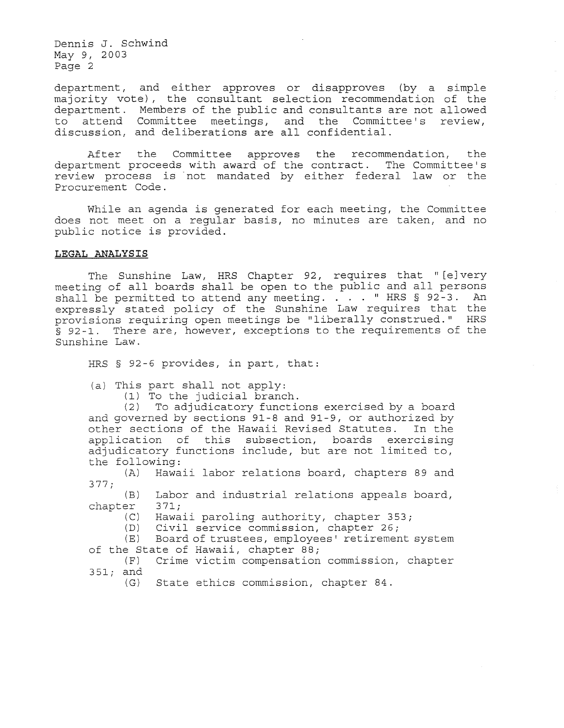department, and either approves or disapproves (by a simple majority vote), the consultant selection recommendation of the department. Members of the public and consultants are not allowed to attend Committee meetings, and the Committee's review, discussion, and deliberations are all confidential.

After the Committee approves the recommendation, the department proceeds with award of the contract. The Committee's review process is not mandated by either federal law or the Procurement Code.

While an agenda is generated for each meeting, the Committee does not meet on a regular basis, no minutes are taken, and no public notice is provided.

**LEGAL ANALYSIS**

The Sunshine Law, HRS Chapter 92, requires that "[e]very meeting of all boards shall be open to the public and all persons shall be permitted to attend any meeting. . . . " HRS § 92-3. An expressly stated policy of the Sunshine Law requires that the provisions requiring open meetings be "liberally construed." HRS § 92-1. There are, however, exceptions to the requirements of the Sunshine Law.

HRS § 92-6 provides, in part, that:

> (a) This part shall not apply:
>
> (1) To the judicial branch.
>
> (2) To adjudicatory functions exercised by a board and governed by sections 91-8 and 91-9, or authorized by other sections of the Hawaii Revised Statutes. In the application of this subsection, boards exercising adjudicatory functions include, but are not limited to, the following:
>
> (A) Hawaii labor relations board, chapters 89 and 377;
>
> (B) Labor and industrial relations appeals board, chapter 371;
>
> (C) Hawaii paroling authority, chapter 353;
>
> (D) Civil service commission, chapter 26;
>
> (E) Board of trustees, employees' retirement system of the State of Hawaii, chapter 88;
>
> (F) Crime victim compensation commission, chapter 351; and
>
> (G) State ethics commission, chapter 84.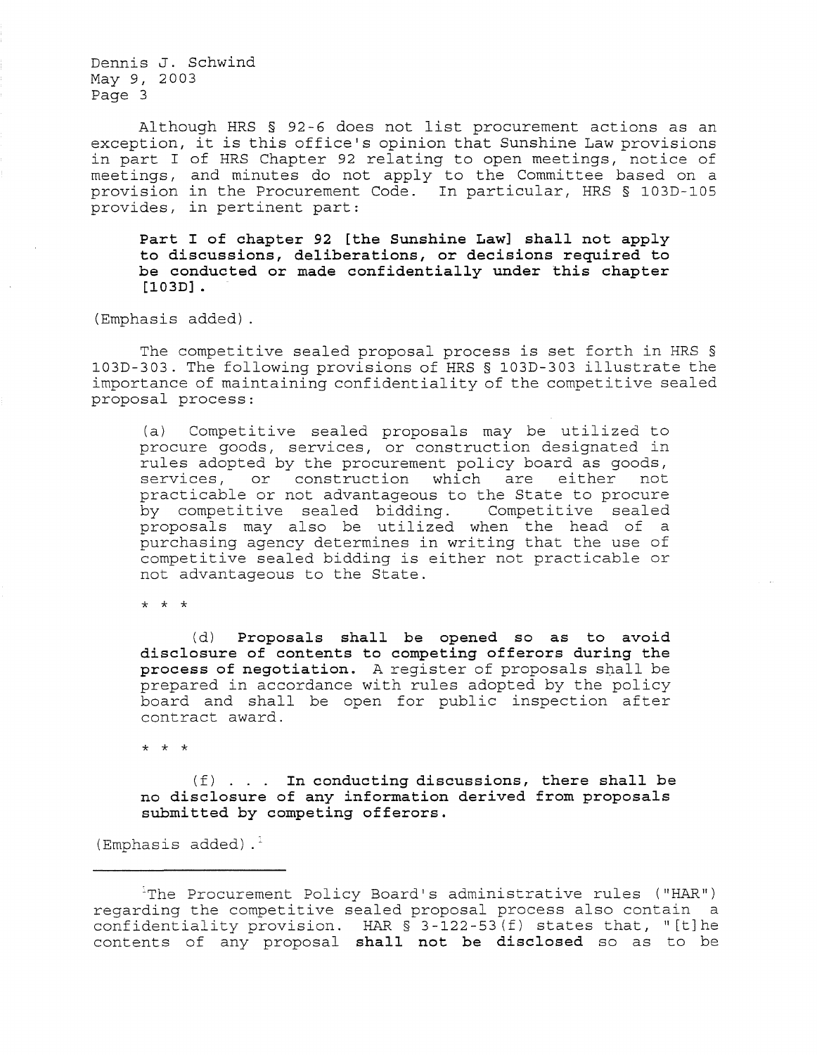Although HRS § 92-6 does not list procurement actions as an exception, it is this office's opinion that Sunshine Law provisions in part I of HRS Chapter 92 relating to open meetings, notice of meetings, and minutes do not apply to the Committee based on a provision in the Procurement Code. In particular, HRS § 103D-105 provides, in pertinent part:

> **Part I of chapter 92 [the Sunshine Law] shall not apply to discussions, deliberations, or decisions required to be conducted or made confidentially under this chapter [103D].**

(Emphasis added).

The competitive sealed proposal process is set forth in HRS § 103D-303. The following provisions of HRS § 103D-303 illustrate the importance of maintaining confidentiality of the competitive sealed proposal process:

> (a) Competitive sealed proposals may be utilized to procure goods, services, or construction designated in rules adopted by the procurement policy board as goods, services, or construction which are either not practicable or not advantageous to the State to procure by competitive sealed bidding. Competitive sealed proposals may also be utilized when the head of a purchasing agency determines in writing that the use of competitive sealed bidding is either not practicable or not advantageous to the State.
>
> \* \* \*
>
> (d) **Proposals shall be opened so as to avoid disclosure of contents to competing offerors during the process of negotiation.** A register of proposals shall be prepared in accordance with rules adopted by the policy board and shall be open for public inspection after contract award.
>
> \* \* \*
>
> (f) . . . **In conducting discussions, there shall be no disclosure of any information derived from proposals submitted by competing offerors.**

(Emphasis added).[1]

---

[1] The Procurement Policy Board's administrative rules ("HAR") regarding the competitive sealed proposal process also contain a confidentiality provision. HAR § 3-122-53(f) states that, "[t]he contents of any proposal **shall not be disclosed** so as to be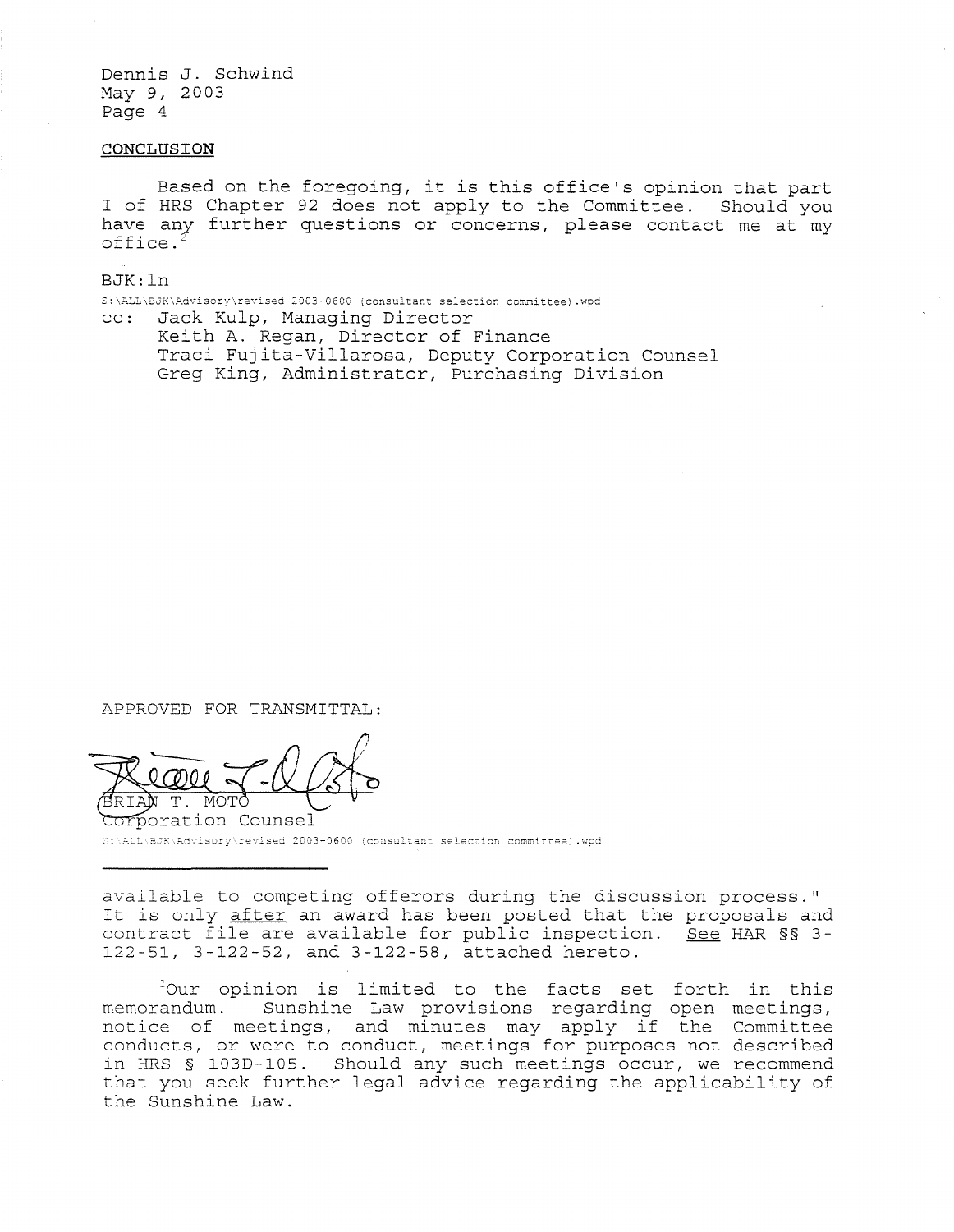Dennis J. Schwind
May 9, 2003
Page 4

**CONCLUSION**

Based on the foregoing, it is this office's opinion that part I of HRS Chapter 92 does not apply to the Committee. Should you have any further questions or concerns, please contact me at my office.[2]

BJK:ln

S:\ALL\BJK\Advisory\revised 2003-0600 (consultant selection committee).wpd

cc: Jack Kulp, Managing Director
Keith A. Regan, Director of Finance
Traci Fujita-Villarosa, Deputy Corporation Counsel
Greg King, Administrator, Purchasing Division

APPROVED FOR TRANSMITTAL:

BRIAN T. MOTO
Corporation Counsel

S:\ALL\BJK\Advisory\revised 2003-0600 (consultant selection committee).wpd

---

available to competing offerors during the discussion process." It is only after an award has been posted that the proposals and contract file are available for public inspection. See HAR §§ 3-122-51, 3-122-52, and 3-122-58, attached hereto.

[2] Our opinion is limited to the facts set forth in this memorandum. Sunshine Law provisions regarding open meetings, notice of meetings, and minutes may apply if the Committee conducts, or were to conduct, meetings for purposes not described in HRS § 103D-105. Should any such meetings occur, we recommend that you seek further legal advice regarding the applicability of the Sunshine Law.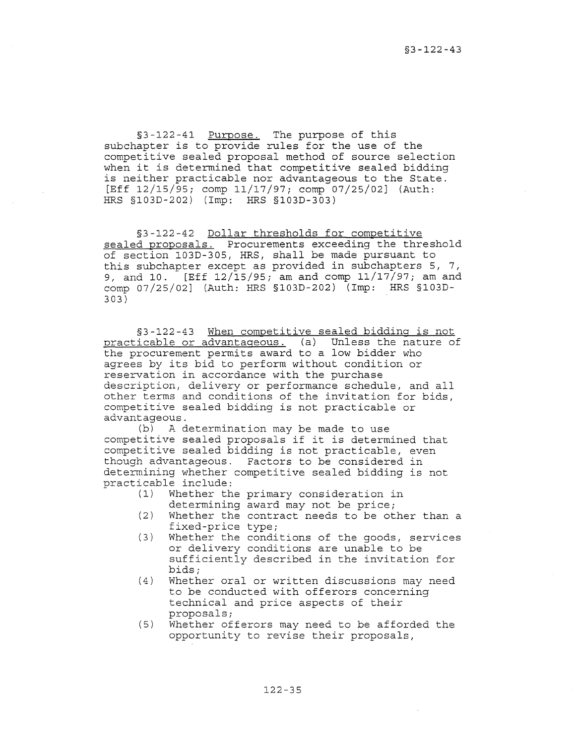§3-122-41 Purpose. The purpose of this subchapter is to provide rules for the use of the competitive sealed proposal method of source selection when it is determined that competitive sealed bidding is neither practicable nor advantageous to the State. [Eff 12/15/95; comp 11/17/97; comp 07/25/02] (Auth: HRS §103D-202) (Imp: HRS §103D-303)

§3-122-42 Dollar thresholds for competitive sealed proposals. Procurements exceeding the threshold of section 103D-305, HRS, shall be made pursuant to this subchapter except as provided in subchapters 5, 7, 9, and 10. [Eff 12/15/95; am and comp 11/17/97; am and comp 07/25/02] (Auth: HRS §103D-202) (Imp: HRS §103D-303)

§3-122-43 When competitive sealed bidding is not practicable or advantageous. (a) Unless the nature of the procurement permits award to a low bidder who agrees by its bid to perform without condition or reservation in accordance with the purchase description, delivery or performance schedule, and all other terms and conditions of the invitation for bids, competitive sealed bidding is not practicable or advantageous.

(b) A determination may be made to use competitive sealed proposals if it is determined that competitive sealed bidding is not practicable, even though advantageous. Factors to be considered in determining whether competitive sealed bidding is not practicable include:

(1) Whether the primary consideration in determining award may not be price;
(2) Whether the contract needs to be other than a fixed-price type;
(3) Whether the conditions of the goods, services or delivery conditions are unable to be sufficiently described in the invitation for bids;
(4) Whether oral or written discussions may need to be conducted with offerors concerning technical and price aspects of their proposals;
(5) Whether offerors may need to be afforded the opportunity to revise their proposals,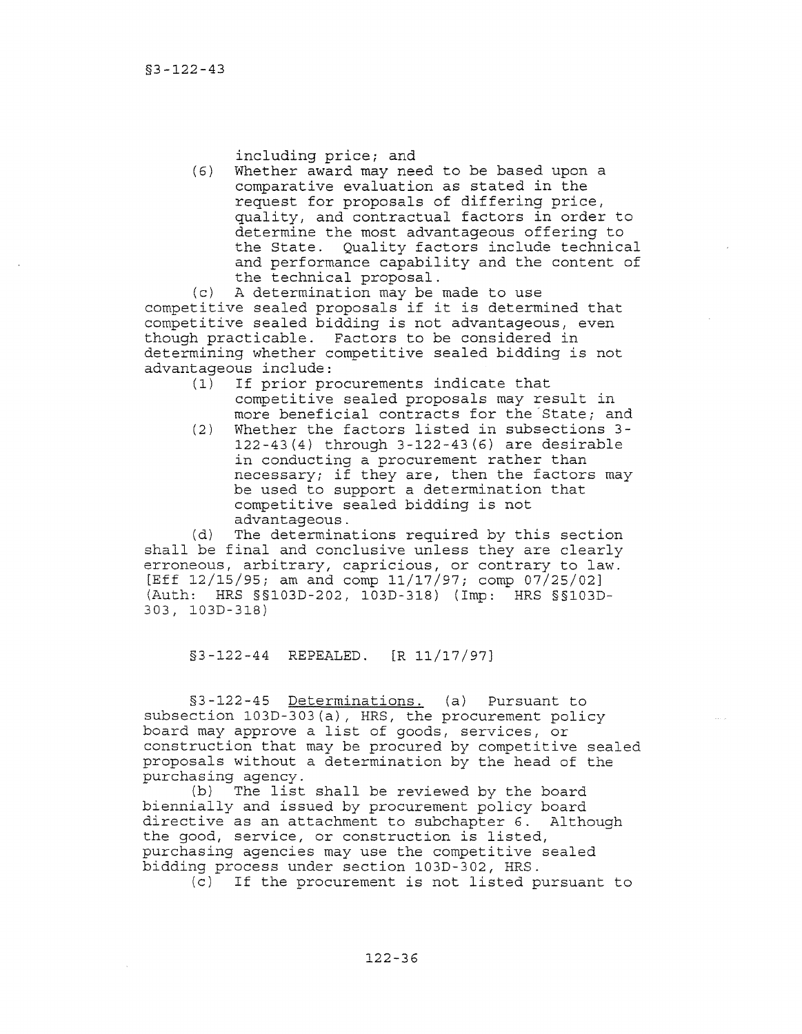including price; and

(6) Whether award may need to be based upon a comparative evaluation as stated in the request for proposals of differing price, quality, and contractual factors in order to determine the most advantageous offering to the State. Quality factors include technical and performance capability and the content of the technical proposal.

(c) A determination may be made to use competitive sealed proposals if it is determined that competitive sealed bidding is not advantageous, even though practicable. Factors to be considered in determining whether competitive sealed bidding is not advantageous include:

(1) If prior procurements indicate that competitive sealed proposals may result in more beneficial contracts for the State; and
(2) Whether the factors listed in subsections 3-122-43(4) through 3-122-43(6) are desirable in conducting a procurement rather than necessary; if they are, then the factors may be used to support a determination that competitive sealed bidding is not advantageous.

(d) The determinations required by this section shall be final and conclusive unless they are clearly erroneous, arbitrary, capricious, or contrary to law. [Eff 12/15/95; am and comp 11/17/97; comp 07/25/02] (Auth: HRS §§103D-202, 103D-318) (Imp: HRS §§103D-303, 103D-318)

§3-122-44 REPEALED. [R 11/17/97]

§3-122-45 Determinations. (a) Pursuant to subsection 103D-303(a), HRS, the procurement policy board may approve a list of goods, services, or construction that may be procured by competitive sealed proposals without a determination by the head of the purchasing agency.

(b) The list shall be reviewed by the board biennially and issued by procurement policy board directive as an attachment to subchapter 6. Although the good, service, or construction is listed, purchasing agencies may use the competitive sealed bidding process under section 103D-302, HRS.

(c) If the procurement is not listed pursuant to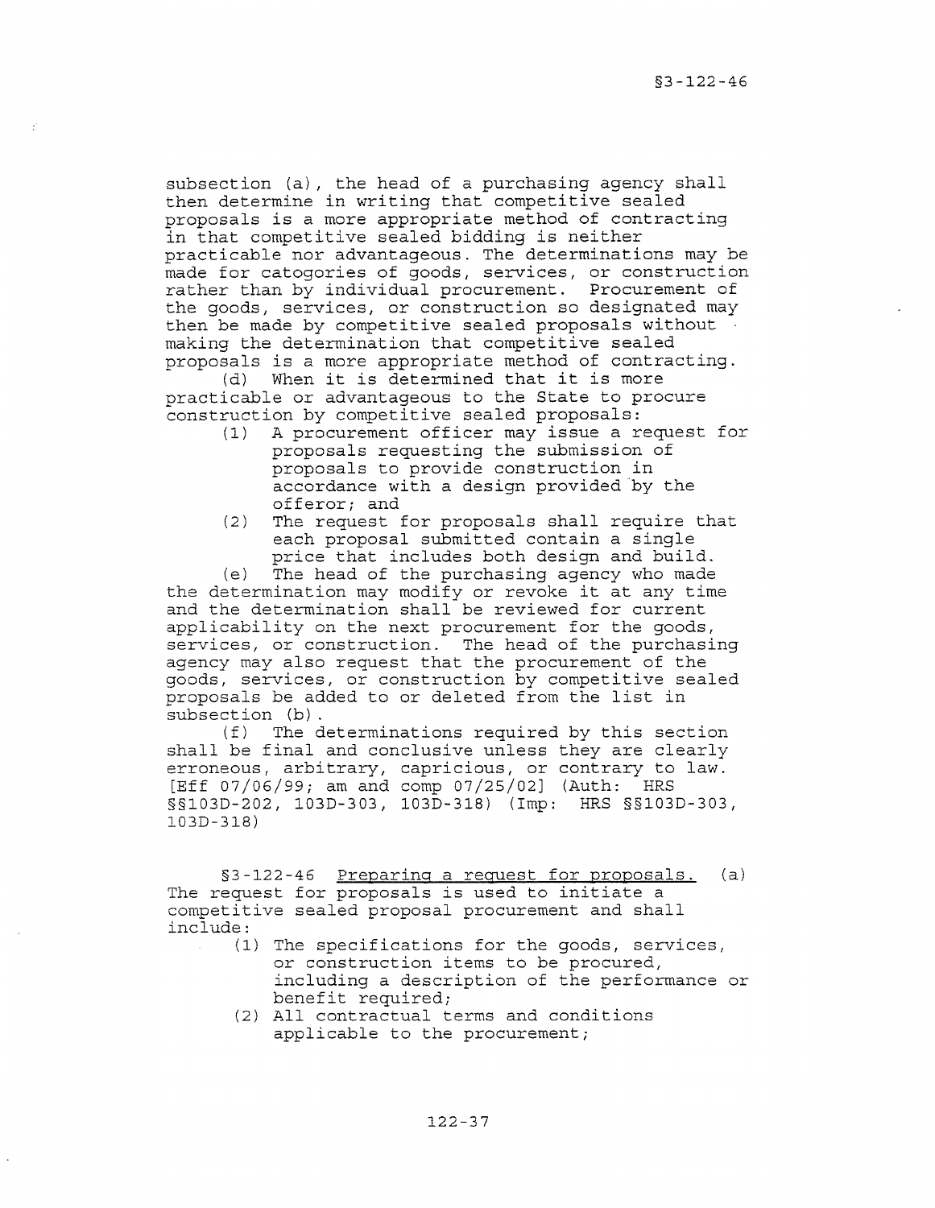subsection (a), the head of a purchasing agency shall then determine in writing that competitive sealed proposals is a more appropriate method of contracting in that competitive sealed bidding is neither practicable nor advantageous. The determinations may be made for catogories of goods, services, or construction rather than by individual procurement. Procurement of the goods, services, or construction so designated may then be made by competitive sealed proposals without making the determination that competitive sealed proposals is a more appropriate method of contracting.

(d) When it is determined that it is more practicable or advantageous to the State to procure construction by competitive sealed proposals:

(1) A procurement officer may issue a request for proposals requesting the submission of proposals to provide construction in accordance with a design provided by the offeror; and

(2) The request for proposals shall require that each proposal submitted contain a single price that includes both design and build.

(e) The head of the purchasing agency who made the determination may modify or revoke it at any time and the determination shall be reviewed for current applicability on the next procurement for the goods, services, or construction. The head of the purchasing agency may also request that the procurement of the goods, services, or construction by competitive sealed proposals be added to or deleted from the list in subsection (b).

(f) The determinations required by this section shall be final and conclusive unless they are clearly erroneous, arbitrary, capricious, or contrary to law. [Eff 07/06/99; am and comp 07/25/02] (Auth: HRS §§103D-202, 103D-303, 103D-318) (Imp: HRS §§103D-303, 103D-318)

§3-122-46 Preparing a request for proposals. (a) The request for proposals is used to initiate a competitive sealed proposal procurement and shall include:

(1) The specifications for the goods, services, or construction items to be procured, including a description of the performance or benefit required;

(2) All contractual terms and conditions applicable to the procurement;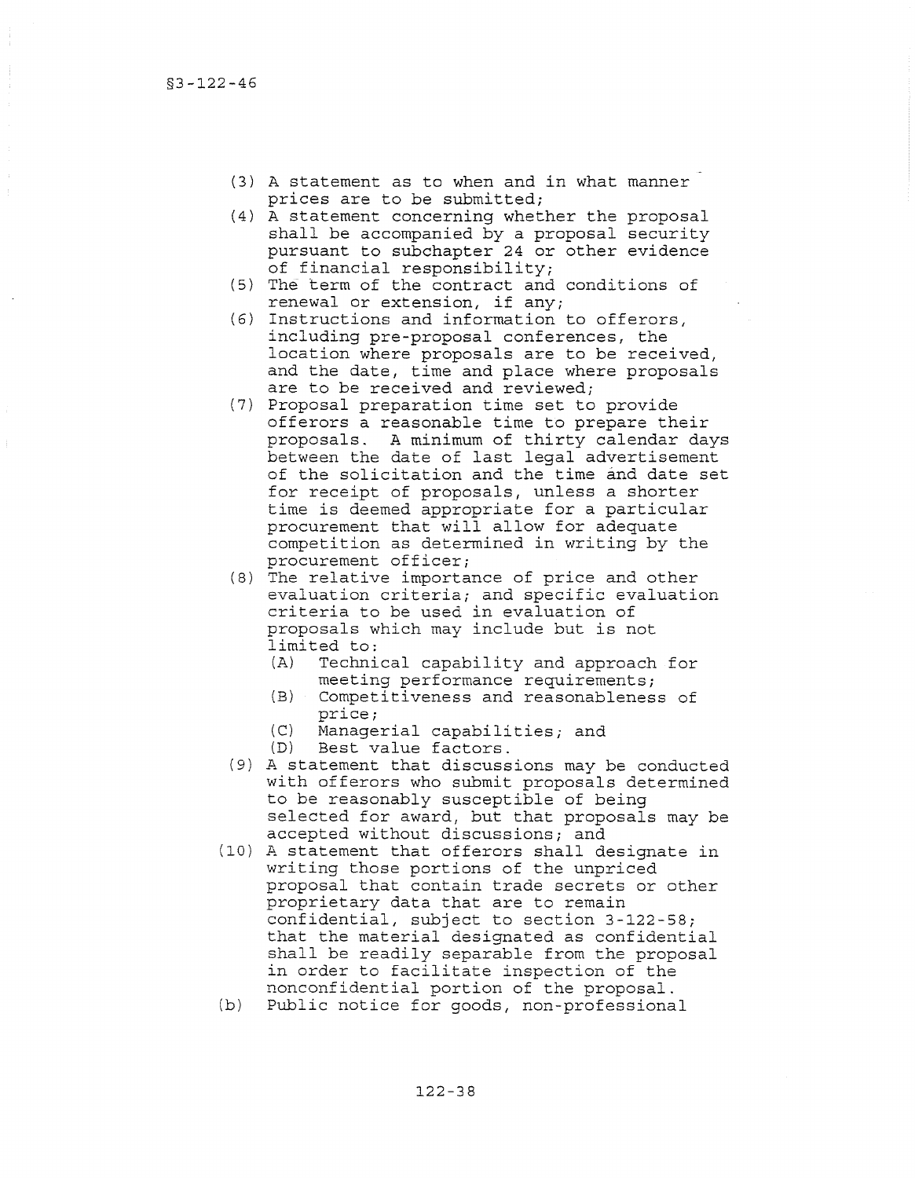(3) A statement as to when and in what manner prices are to be submitted;

(4) A statement concerning whether the proposal shall be accompanied by a proposal security pursuant to subchapter 24 or other evidence of financial responsibility;

(5) The term of the contract and conditions of renewal or extension, if any;

(6) Instructions and information to offerors, including pre-proposal conferences, the location where proposals are to be received, and the date, time and place where proposals are to be received and reviewed;

(7) Proposal preparation time set to provide offerors a reasonable time to prepare their proposals. A minimum of thirty calendar days between the date of last legal advertisement of the solicitation and the time and date set for receipt of proposals, unless a shorter time is deemed appropriate for a particular procurement that will allow for adequate competition as determined in writing by the procurement officer;

(8) The relative importance of price and other evaluation criteria; and specific evaluation criteria to be used in evaluation of proposals which may include but is not limited to:

  (A) Technical capability and approach for meeting performance requirements;

  (B) Competitiveness and reasonableness of price;

  (C) Managerial capabilities; and

  (D) Best value factors.

(9) A statement that discussions may be conducted with offerors who submit proposals determined to be reasonably susceptible of being selected for award, but that proposals may be accepted without discussions; and

(10) A statement that offerors shall designate in writing those portions of the unpriced proposal that contain trade secrets or other proprietary data that are to remain confidential, subject to section 3-122-58; that the material designated as confidential shall be readily separable from the proposal in order to facilitate inspection of the nonconfidential portion of the proposal.

(b) Public notice for goods, non-professional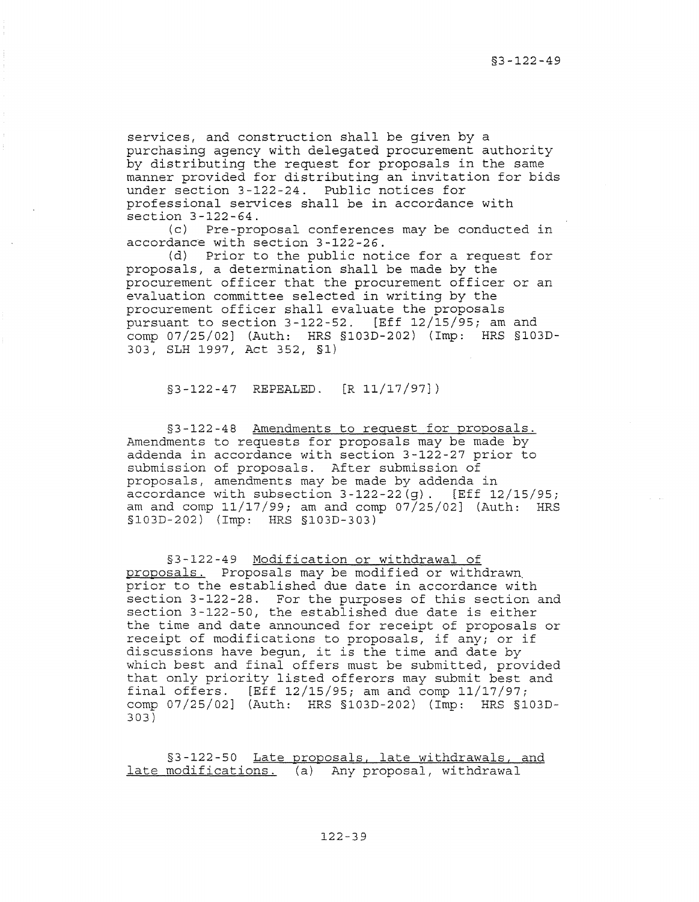services, and construction shall be given by a purchasing agency with delegated procurement authority by distributing the request for proposals in the same manner provided for distributing an invitation for bids under section 3-122-24. Public notices for professional services shall be in accordance with section 3-122-64.

(c) Pre-proposal conferences may be conducted in accordance with section 3-122-26.

(d) Prior to the public notice for a request for proposals, a determination shall be made by the procurement officer that the procurement officer or an evaluation committee selected in writing by the procurement officer shall evaluate the proposals pursuant to section 3-122-52. [Eff 12/15/95; am and comp 07/25/02] (Auth: HRS §103D-202) (Imp: HRS §103D-303, SLH 1997, Act 352, §1)

§3-122-47 REPEALED. [R 11/17/97])

§3-122-48 <u>Amendments to request for proposals.</u> Amendments to requests for proposals may be made by addenda in accordance with section 3-122-27 prior to submission of proposals. After submission of proposals, amendments may be made by addenda in accordance with subsection 3-122-22(g). [Eff 12/15/95; am and comp 11/17/99; am and comp 07/25/02] (Auth: HRS §103D-202) (Imp: HRS §103D-303)

§3-122-49 <u>Modification or withdrawal of proposals.</u> Proposals may be modified or withdrawn prior to the established due date in accordance with section 3-122-28. For the purposes of this section and section 3-122-50, the established due date is either the time and date announced for receipt of proposals or receipt of modifications to proposals, if any; or if discussions have begun, it is the time and date by which best and final offers must be submitted, provided that only priority listed offerors may submit best and final offers. [Eff 12/15/95; am and comp 11/17/97; comp 07/25/02] (Auth: HRS §103D-202) (Imp: HRS §103D-303)

§3-122-50 <u>Late proposals, late withdrawals, and late modifications.</u> (a) Any proposal, withdrawal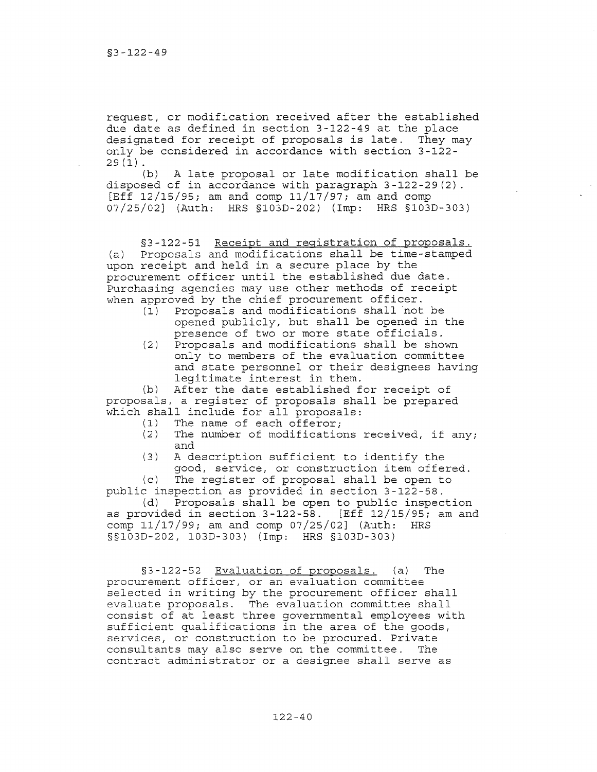request, or modification received after the established due date as defined in section 3-122-49 at the place designated for receipt of proposals is late. They may only be considered in accordance with section 3-122-29(1).

(b) A late proposal or late modification shall be disposed of in accordance with paragraph 3-122-29(2). [Eff 12/15/95; am and comp 11/17/97; am and comp 07/25/02] (Auth: HRS §103D-202) (Imp: HRS §103D-303)

§3-122-51 Receipt and registration of proposals. (a) Proposals and modifications shall be time-stamped upon receipt and held in a secure place by the procurement officer until the established due date. Purchasing agencies may use other methods of receipt when approved by the chief procurement officer.

(1) Proposals and modifications shall not be opened publicly, but shall be opened in the presence of two or more state officials.

(2) Proposals and modifications shall be shown only to members of the evaluation committee and state personnel or their designees having legitimate interest in them.

(b) After the date established for receipt of proposals, a register of proposals shall be prepared which shall include for all proposals:

(1) The name of each offeror;

(2) The number of modifications received, if any; and

(3) A description sufficient to identify the good, service, or construction item offered.

(c) The register of proposal shall be open to public inspection as provided in section 3-122-58.

(d) Proposals shall be open to public inspection as provided in section 3-122-58. [Eff 12/15/95; am and comp 11/17/99; am and comp 07/25/02] (Auth: HRS §§103D-202, 103D-303) (Imp: HRS §103D-303)

§3-122-52 Evaluation of proposals. (a) The procurement officer, or an evaluation committee selected in writing by the procurement officer shall evaluate proposals. The evaluation committee shall consist of at least three governmental employees with sufficient qualifications in the area of the goods, services, or construction to be procured. Private consultants may also serve on the committee. The contract administrator or a designee shall serve as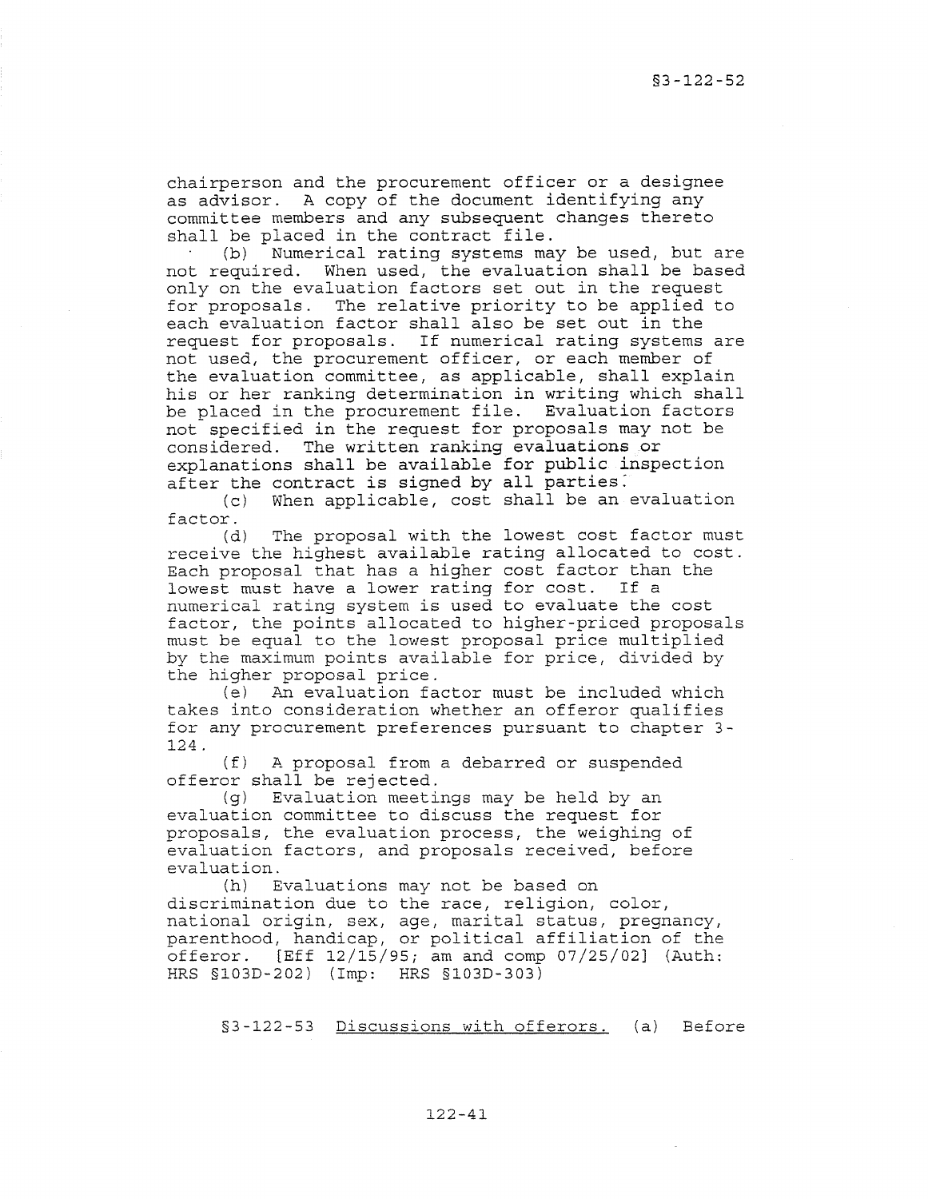chairperson and the procurement officer or a designee as advisor. A copy of the document identifying any committee members and any subsequent changes thereto shall be placed in the contract file.

(b) Numerical rating systems may be used, but are not required. When used, the evaluation shall be based only on the evaluation factors set out in the request for proposals. The relative priority to be applied to each evaluation factor shall also be set out in the request for proposals. If numerical rating systems are not used, the procurement officer, or each member of the evaluation committee, as applicable, shall explain his or her ranking determination in writing which shall be placed in the procurement file. Evaluation factors not specified in the request for proposals may not be considered. The written ranking evaluations or explanations shall be available for public inspection after the contract is signed by all parties.

(c) When applicable, cost shall be an evaluation factor.

(d) The proposal with the lowest cost factor must receive the highest available rating allocated to cost. Each proposal that has a higher cost factor than the lowest must have a lower rating for cost. If a numerical rating system is used to evaluate the cost factor, the points allocated to higher-priced proposals must be equal to the lowest proposal price multiplied by the maximum points available for price, divided by the higher proposal price.

(e) An evaluation factor must be included which takes into consideration whether an offeror qualifies for any procurement preferences pursuant to chapter 3-124.

(f) A proposal from a debarred or suspended offeror shall be rejected.

(g) Evaluation meetings may be held by an evaluation committee to discuss the request for proposals, the evaluation process, the weighing of evaluation factors, and proposals received, before evaluation.

(h) Evaluations may not be based on discrimination due to the race, religion, color, national origin, sex, age, marital status, pregnancy, parenthood, handicap, or political affiliation of the offeror. [Eff 12/15/95; am and comp 07/25/02] (Auth: HRS §103D-202) (Imp: HRS §103D-303)

§3-122-53 Discussions with offerors. (a) Before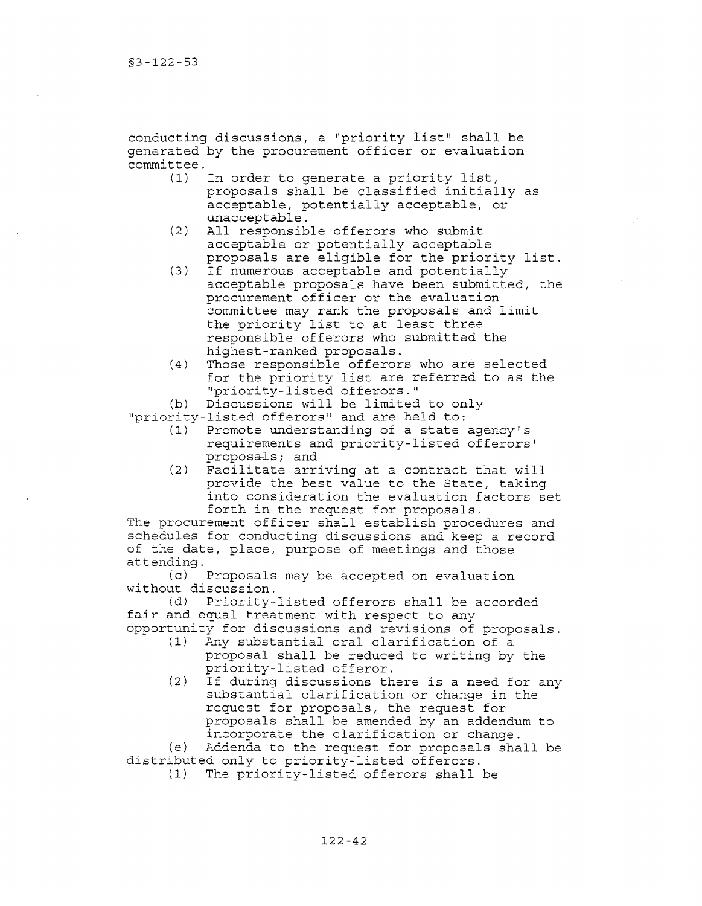conducting discussions, a "priority list" shall be generated by the procurement officer or evaluation committee.

(1) In order to generate a priority list, proposals shall be classified initially as acceptable, potentially acceptable, or unacceptable.

(2) All responsible offerors who submit acceptable or potentially acceptable proposals are eligible for the priority list.

(3) If numerous acceptable and potentially acceptable proposals have been submitted, the procurement officer or the evaluation committee may rank the proposals and limit the priority list to at least three responsible offerors who submitted the highest-ranked proposals.

(4) Those responsible offerors who are selected for the priority list are referred to as the "priority-listed offerors."

(b) Discussions will be limited to only "priority-listed offerors" and are held to:

(1) Promote understanding of a state agency's requirements and priority-listed offerors' proposals; and

(2) Facilitate arriving at a contract that will provide the best value to the State, taking into consideration the evaluation factors set forth in the request for proposals.

The procurement officer shall establish procedures and schedules for conducting discussions and keep a record of the date, place, purpose of meetings and those attending.

(c) Proposals may be accepted on evaluation without discussion.

(d) Priority-listed offerors shall be accorded fair and equal treatment with respect to any opportunity for discussions and revisions of proposals.

(1) Any substantial oral clarification of a proposal shall be reduced to writing by the priority-listed offeror.

(2) If during discussions there is a need for any substantial clarification or change in the request for proposals, the request for proposals shall be amended by an addendum to incorporate the clarification or change.

(e) Addenda to the request for proposals shall be distributed only to priority-listed offerors.

(1) The priority-listed offerors shall be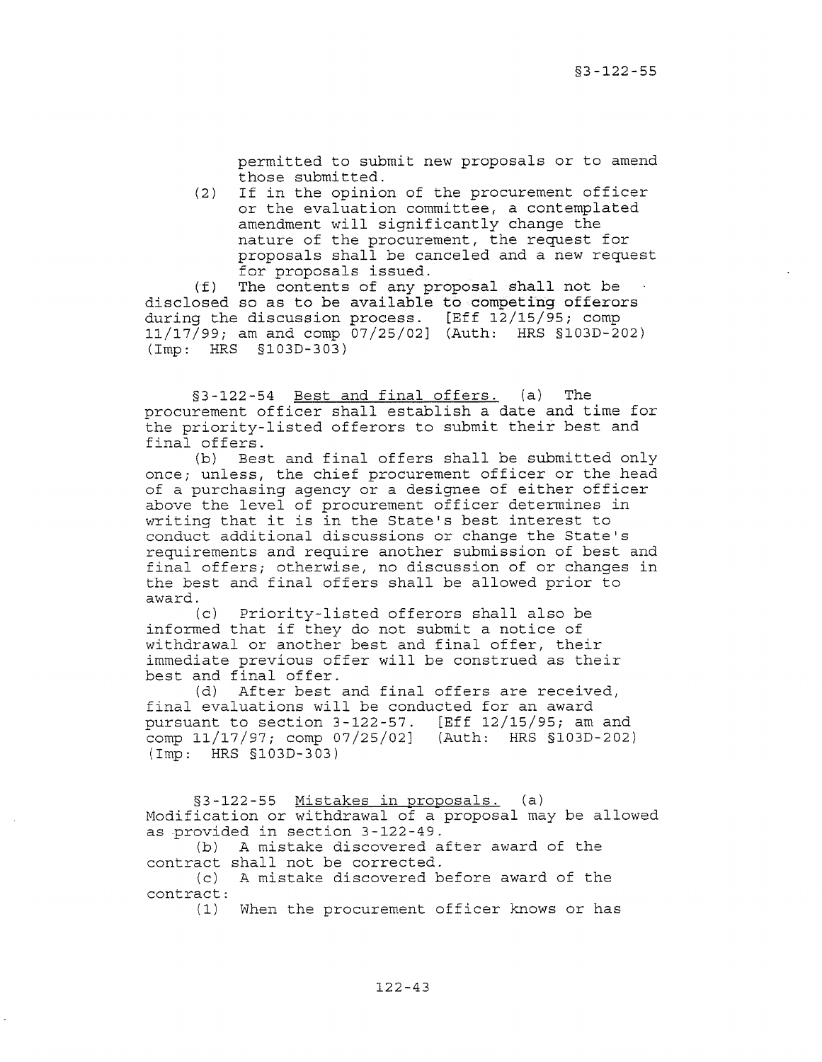permitted to submit new proposals or to amend those submitted.

(2) If in the opinion of the procurement officer or the evaluation committee, a contemplated amendment will significantly change the nature of the procurement, the request for proposals shall be canceled and a new request for proposals issued.

(f) The contents of any proposal shall not be disclosed so as to be available to competing offerors during the discussion process. [Eff 12/15/95; comp 11/17/99; am and comp 07/25/02] (Auth: HRS §103D-202) (Imp: HRS §103D-303)

§3-122-54 Best and final offers. (a) The procurement officer shall establish a date and time for the priority-listed offerors to submit their best and final offers.

(b) Best and final offers shall be submitted only once; unless, the chief procurement officer or the head of a purchasing agency or a designee of either officer above the level of procurement officer determines in writing that it is in the State's best interest to conduct additional discussions or change the State's requirements and require another submission of best and final offers; otherwise, no discussion of or changes in the best and final offers shall be allowed prior to award.

(c) Priority-listed offerors shall also be informed that if they do not submit a notice of withdrawal or another best and final offer, their immediate previous offer will be construed as their best and final offer.

(d) After best and final offers are received, final evaluations will be conducted for an award pursuant to section 3-122-57. [Eff 12/15/95; am and comp 11/17/97; comp 07/25/02] (Auth: HRS §103D-202) (Imp: HRS §103D-303)

§3-122-55 Mistakes in proposals. (a) Modification or withdrawal of a proposal may be allowed as provided in section 3-122-49.

(b) A mistake discovered after award of the contract shall not be corrected.

(c) A mistake discovered before award of the contract:

(1) When the procurement officer knows or has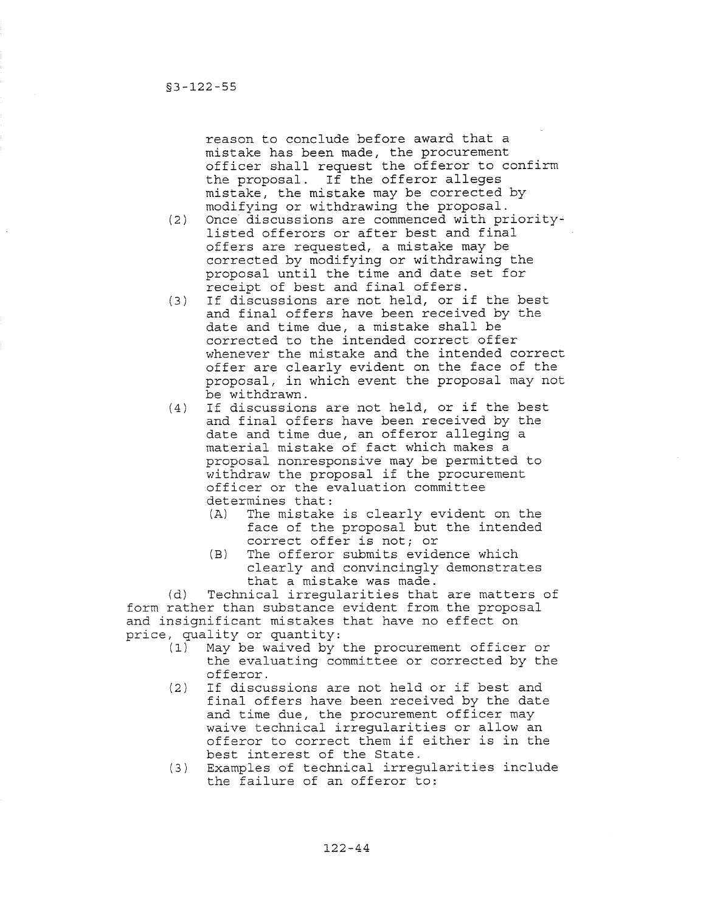reason to conclude before award that a mistake has been made, the procurement officer shall request the offeror to confirm the proposal. If the offeror alleges mistake, the mistake may be corrected by modifying or withdrawing the proposal.

(2) Once discussions are commenced with priority-listed offerors or after best and final offers are requested, a mistake may be corrected by modifying or withdrawing the proposal until the time and date set for receipt of best and final offers.

(3) If discussions are not held, or if the best and final offers have been received by the date and time due, a mistake shall be corrected to the intended correct offer whenever the mistake and the intended correct offer are clearly evident on the face of the proposal, in which event the proposal may not be withdrawn.

(4) If discussions are not held, or if the best and final offers have been received by the date and time due, an offeror alleging a material mistake of fact which makes a proposal nonresponsive may be permitted to withdraw the proposal if the procurement officer or the evaluation committee determines that:

  (A) The mistake is clearly evident on the face of the proposal but the intended correct offer is not; or

  (B) The offeror submits evidence which clearly and convincingly demonstrates that a mistake was made.

(d) Technical irregularities that are matters of form rather than substance evident from the proposal and insignificant mistakes that have no effect on price, quality or quantity:

(1) May be waived by the procurement officer or the evaluating committee or corrected by the offeror.

(2) If discussions are not held or if best and final offers have been received by the date and time due, the procurement officer may waive technical irregularities or allow an offeror to correct them if either is in the best interest of the State.

(3) Examples of technical irregularities include the failure of an offeror to: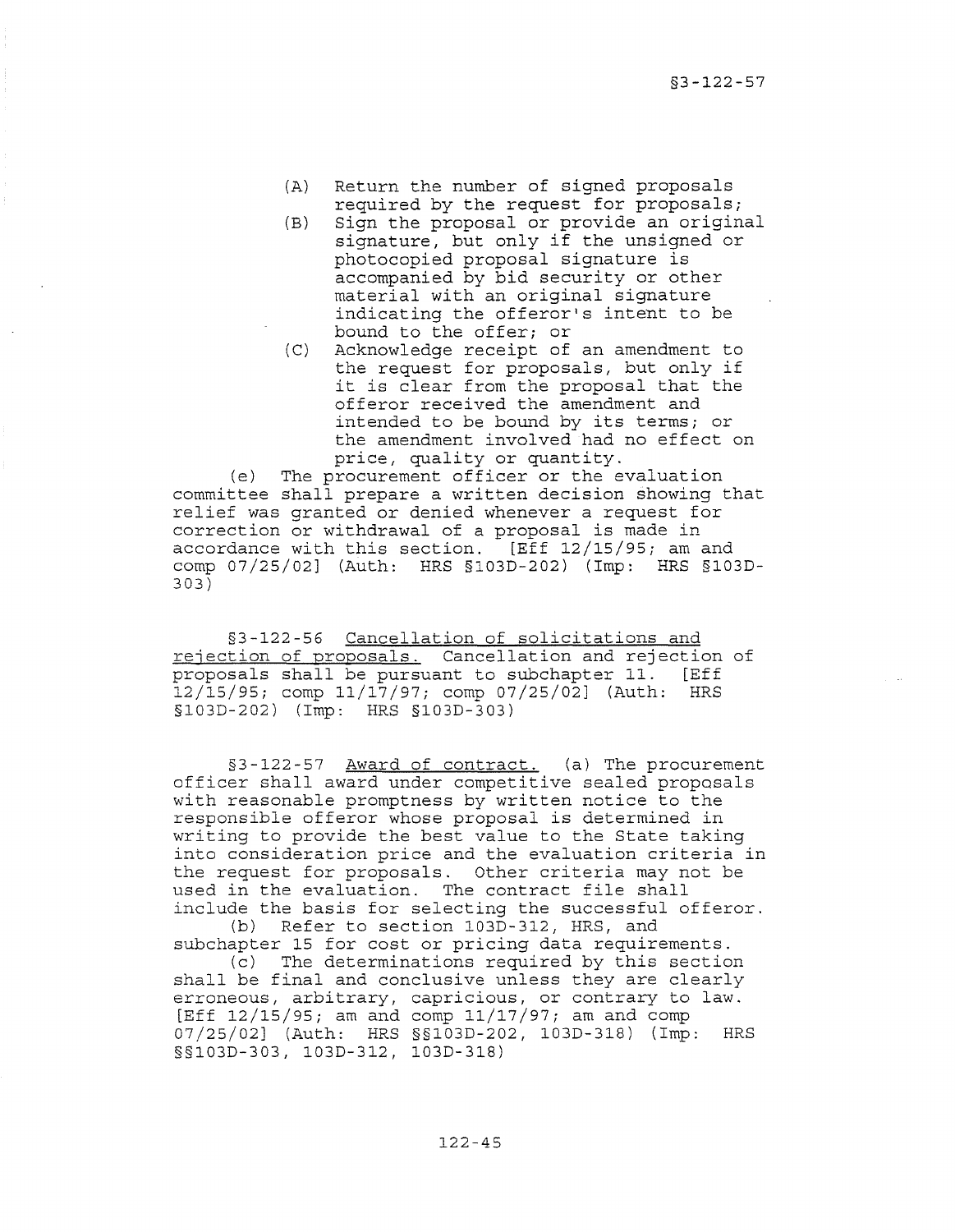(A) Return the number of signed proposals required by the request for proposals;

(B) Sign the proposal or provide an original signature, but only if the unsigned or photocopied proposal signature is accompanied by bid security or other material with an original signature indicating the offeror's intent to be bound to the offer; or

(C) Acknowledge receipt of an amendment to the request for proposals, but only if it is clear from the proposal that the offeror received the amendment and intended to be bound by its terms; or the amendment involved had no effect on price, quality or quantity.

(e) The procurement officer or the evaluation committee shall prepare a written decision showing that relief was granted or denied whenever a request for correction or withdrawal of a proposal is made in accordance with this section. [Eff 12/15/95; am and comp 07/25/02] (Auth: HRS §103D-202) (Imp: HRS §103D-303)

§3-122-56 Cancellation of solicitations and rejection of proposals. Cancellation and rejection of proposals shall be pursuant to subchapter 11. [Eff 12/15/95; comp 11/17/97; comp 07/25/02] (Auth: HRS §103D-202) (Imp: HRS §103D-303)

§3-122-57 Award of contract. (a) The procurement officer shall award under competitive sealed proposals with reasonable promptness by written notice to the responsible offeror whose proposal is determined in writing to provide the best value to the State taking into consideration price and the evaluation criteria in the request for proposals. Other criteria may not be used in the evaluation. The contract file shall include the basis for selecting the successful offeror.

(b) Refer to section 103D-312, HRS, and subchapter 15 for cost or pricing data requirements.

(c) The determinations required by this section shall be final and conclusive unless they are clearly erroneous, arbitrary, capricious, or contrary to law. [Eff 12/15/95; am and comp 11/17/97; am and comp 07/25/02] (Auth: HRS §§103D-202, 103D-318) (Imp: HRS §§103D-303, 103D-312, 103D-318)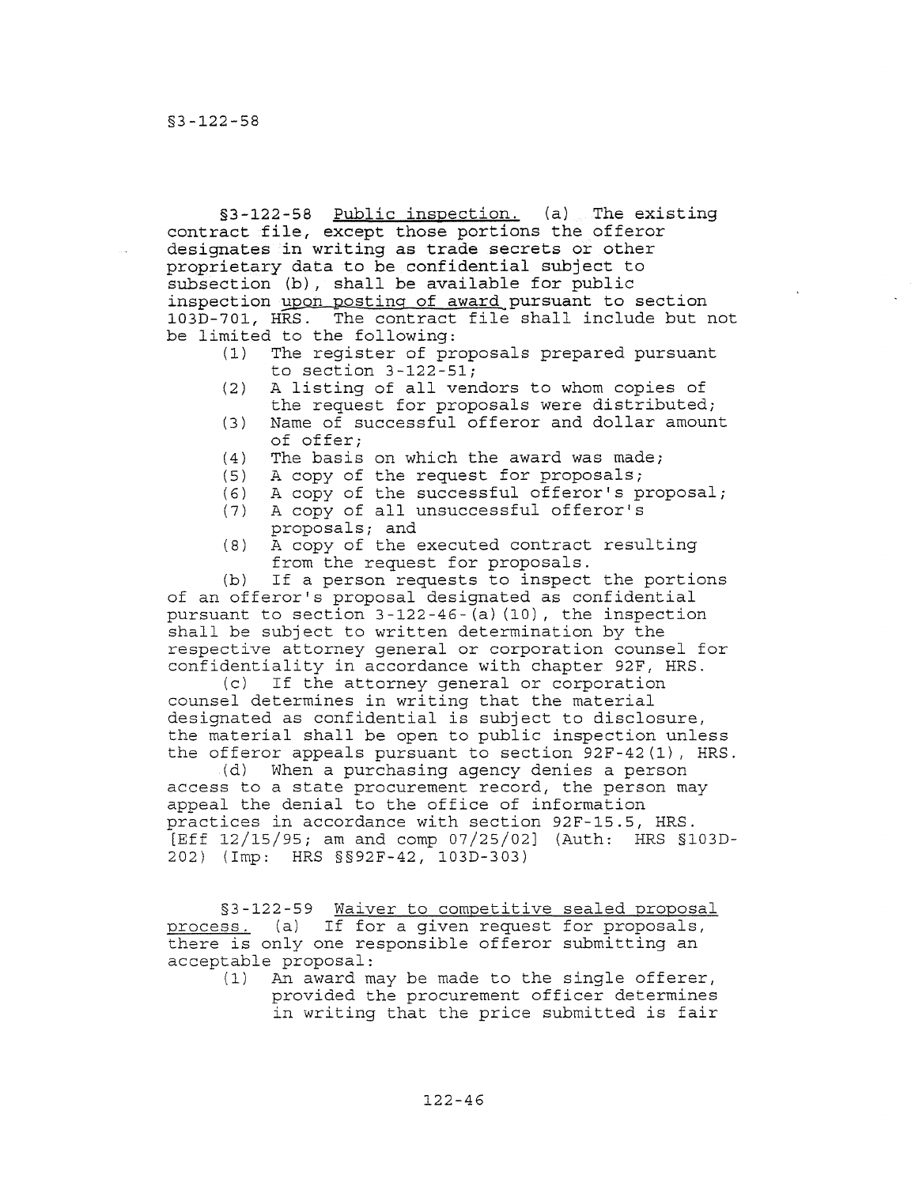§3-122-58 Public inspection. (a) The existing contract file, except those portions the offeror designates in writing as trade secrets or other proprietary data to be confidential subject to subsection (b), shall be available for public inspection upon posting of award pursuant to section 103D-701, HRS. The contract file shall include but not be limited to the following:

(1) The register of proposals prepared pursuant to section 3-122-51;
(2) A listing of all vendors to whom copies of the request for proposals were distributed;
(3) Name of successful offeror and dollar amount of offer;
(4) The basis on which the award was made;
(5) A copy of the request for proposals;
(6) A copy of the successful offeror's proposal;
(7) A copy of all unsuccessful offeror's proposals; and
(8) A copy of the executed contract resulting from the request for proposals.

(b) If a person requests to inspect the portions of an offeror's proposal designated as confidential pursuant to section 3-122-46-(a)(10), the inspection shall be subject to written determination by the respective attorney general or corporation counsel for confidentiality in accordance with chapter 92F, HRS.

(c) If the attorney general or corporation counsel determines in writing that the material designated as confidential is subject to disclosure, the material shall be open to public inspection unless the offeror appeals pursuant to section 92F-42(1), HRS.

(d) When a purchasing agency denies a person access to a state procurement record, the person may appeal the denial to the office of information practices in accordance with section 92F-15.5, HRS. [Eff 12/15/95; am and comp 07/25/02] (Auth: HRS §103D-202) (Imp: HRS §§92F-42, 103D-303)

§3-122-59 Waiver to competitive sealed proposal process. (a) If for a given request for proposals, there is only one responsible offeror submitting an acceptable proposal:

(1) An award may be made to the single offerer, provided the procurement officer determines in writing that the price submitted is fair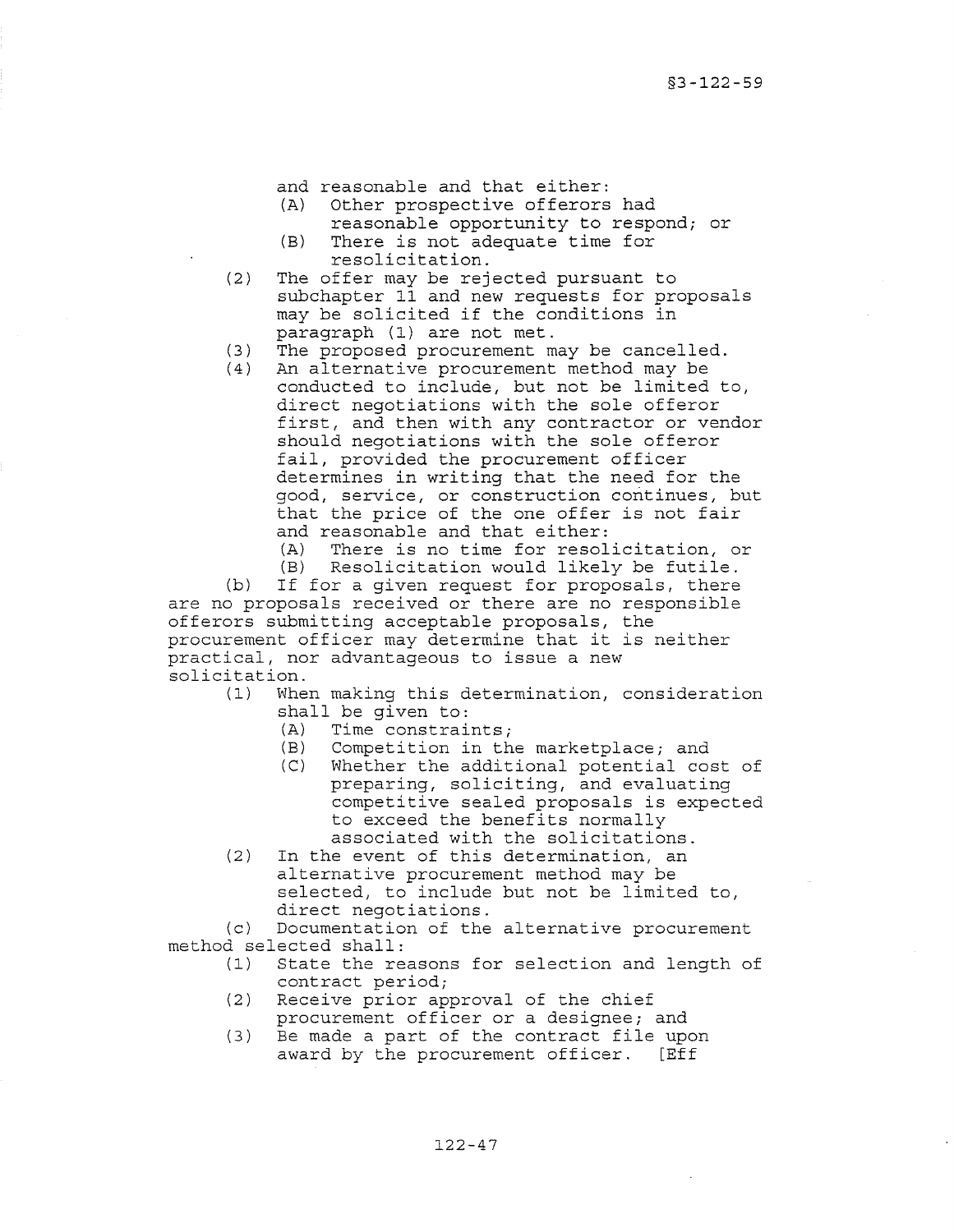and reasonable and that either:

(A) Other prospective offerors had reasonable opportunity to respond; or

(B) There is not adequate time for resolicitation.

(2) The offer may be rejected pursuant to subchapter 11 and new requests for proposals may be solicited if the conditions in paragraph (1) are not met.

(3) The proposed procurement may be cancelled.

(4) An alternative procurement method may be conducted to include, but not be limited to, direct negotiations with the sole offeror first, and then with any contractor or vendor should negotiations with the sole offeror fail, provided the procurement officer determines in writing that the need for the good, service, or construction continues, but that the price of the one offer is not fair and reasonable and that either:

(A) There is no time for resolicitation, or

(B) Resolicitation would likely be futile.

(b) If for a given request for proposals, there are no proposals received or there are no responsible offerors submitting acceptable proposals, the procurement officer may determine that it is neither practical, nor advantageous to issue a new solicitation.

(1) When making this determination, consideration shall be given to:

(A) Time constraints;

(B) Competition in the marketplace; and

(C) Whether the additional potential cost of preparing, soliciting, and evaluating competitive sealed proposals is expected to exceed the benefits normally associated with the solicitations.

(2) In the event of this determination, an alternative procurement method may be selected, to include but not be limited to, direct negotiations.

(c) Documentation of the alternative procurement method selected shall:

(1) State the reasons for selection and length of contract period;

(2) Receive prior approval of the chief procurement officer or a designee; and

(3) Be made a part of the contract file upon award by the procurement officer. [Eff